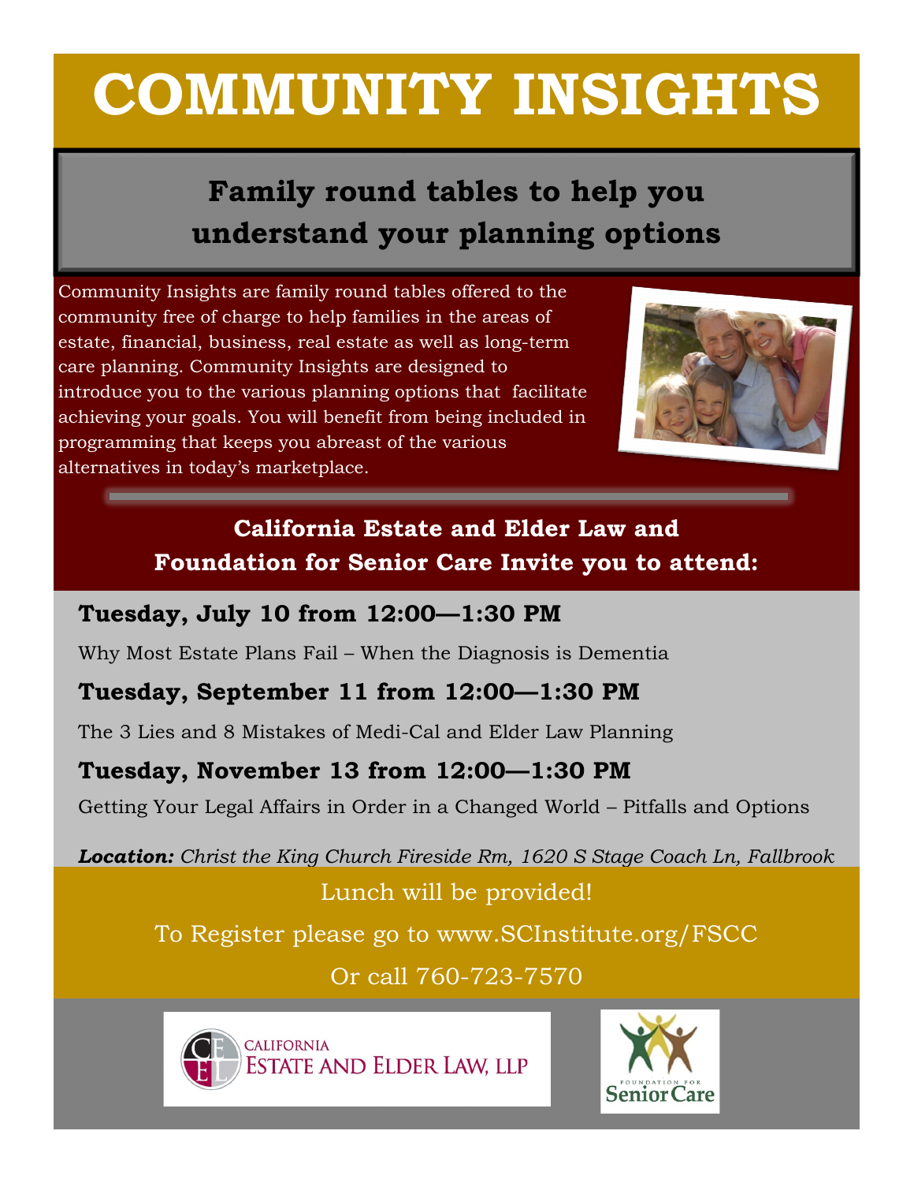# COMMUNITY INSIGHTS

## Family round tables to help you understand your planning options

Community Insights are family round tables offered to the community free of charge to help families in the areas of estate, financial, business, real estate as well as long-term care planning. Community Insights are designed to introduce you to the various planning options that facilitate achieving your goals. You will benefit from being included in programming that keeps you abreast of the various alternatives in today's marketplace.

### California Estate and Elder Law and Foundation for Senior Care Invite you to attend:

**Tuesday, July 10 from 12:00—1:30 PM**

Why Most Estate Plans Fail – When the Diagnosis is Dementia

**Tuesday, September 11 from 12:00—1:30 PM**

The 3 Lies and 8 Mistakes of Medi-Cal and Elder Law Planning

**Tuesday, November 13 from 12:00—1:30 PM**

Getting Your Legal Affairs in Order in a Changed World – Pitfalls and Options

***Location:*** *Christ the King Church Fireside Rm, 1620 S Stage Coach Ln, Fallbrook*

Lunch will be provided!

To Register please go to www.SCInstitute.org/FSCC

Or call 760-723-7570

CALIFORNIA ESTATE AND ELDER LAW, LLP

FOUNDATION FOR Senior Care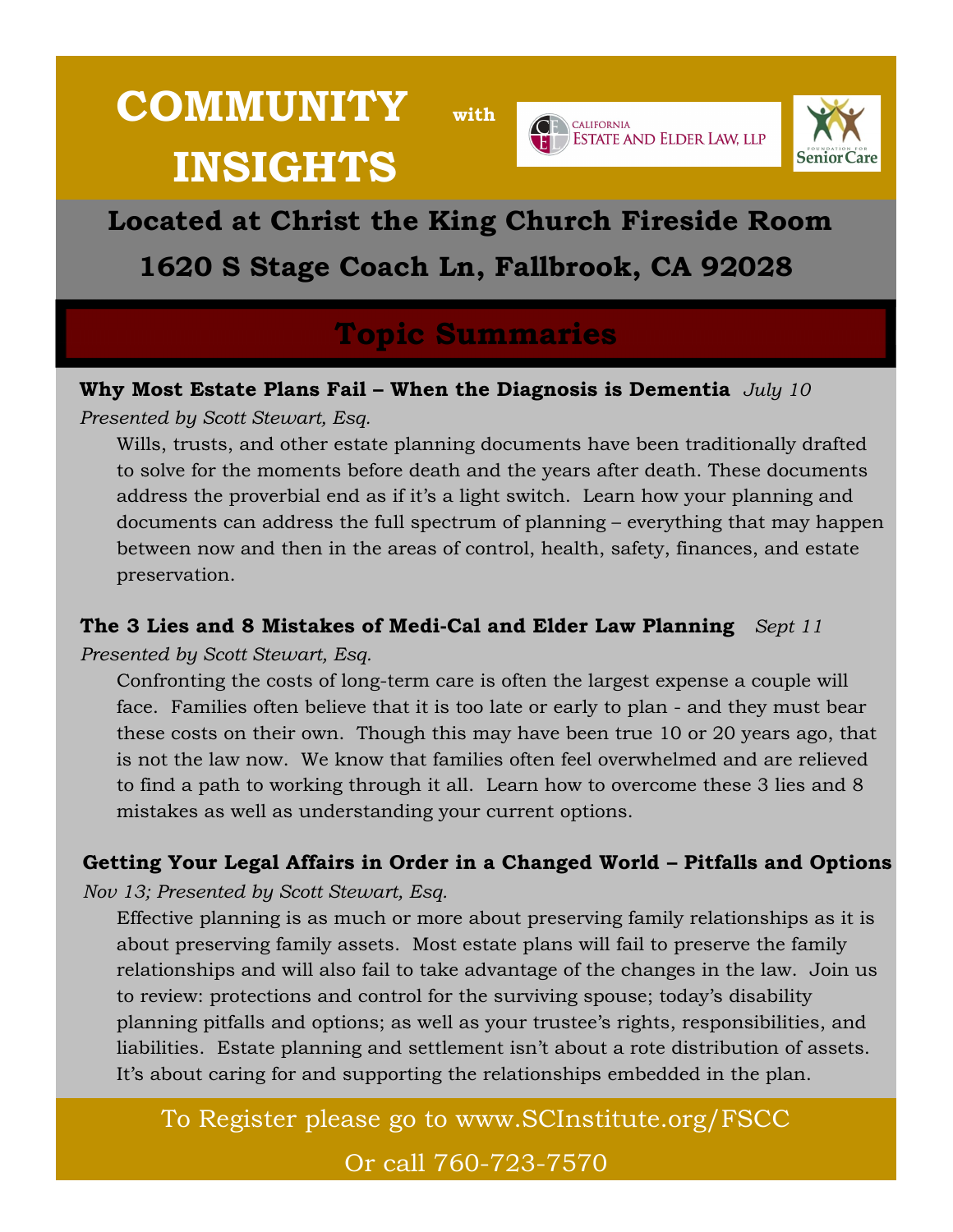# COMMUNITY INSIGHTS

with CALIFORNIA ESTATE AND ELDER LAW, LLP | Foundation for Senior Care

## Located at Christ the King Church Fireside Room

## 1620 S Stage Coach Ln, Fallbrook, CA 92028

## Topic Summaries

**Why Most Estate Plans Fail – When the Diagnosis is Dementia** *July 10*

*Presented by Scott Stewart, Esq.*

Wills, trusts, and other estate planning documents have been traditionally drafted to solve for the moments before death and the years after death. These documents address the proverbial end as if it's a light switch. Learn how your planning and documents can address the full spectrum of planning – everything that may happen between now and then in the areas of control, health, safety, finances, and estate preservation.

**The 3 Lies and 8 Mistakes of Medi-Cal and Elder Law Planning** *Sept 11*

*Presented by Scott Stewart, Esq.*

Confronting the costs of long-term care is often the largest expense a couple will face. Families often believe that it is too late or early to plan - and they must bear these costs on their own. Though this may have been true 10 or 20 years ago, that is not the law now. We know that families often feel overwhelmed and are relieved to find a path to working through it all. Learn how to overcome these 3 lies and 8 mistakes as well as understanding your current options.

**Getting Your Legal Affairs in Order in a Changed World – Pitfalls and Options**

*Nov 13; Presented by Scott Stewart, Esq.*

Effective planning is as much or more about preserving family relationships as it is about preserving family assets. Most estate plans will fail to preserve the family relationships and will also fail to take advantage of the changes in the law. Join us to review: protections and control for the surviving spouse; today's disability planning pitfalls and options; as well as your trustee's rights, responsibilities, and liabilities. Estate planning and settlement isn't about a rote distribution of assets. It's about caring for and supporting the relationships embedded in the plan.

To Register please go to www.SCInstitute.org/FSCC

Or call 760-723-7570